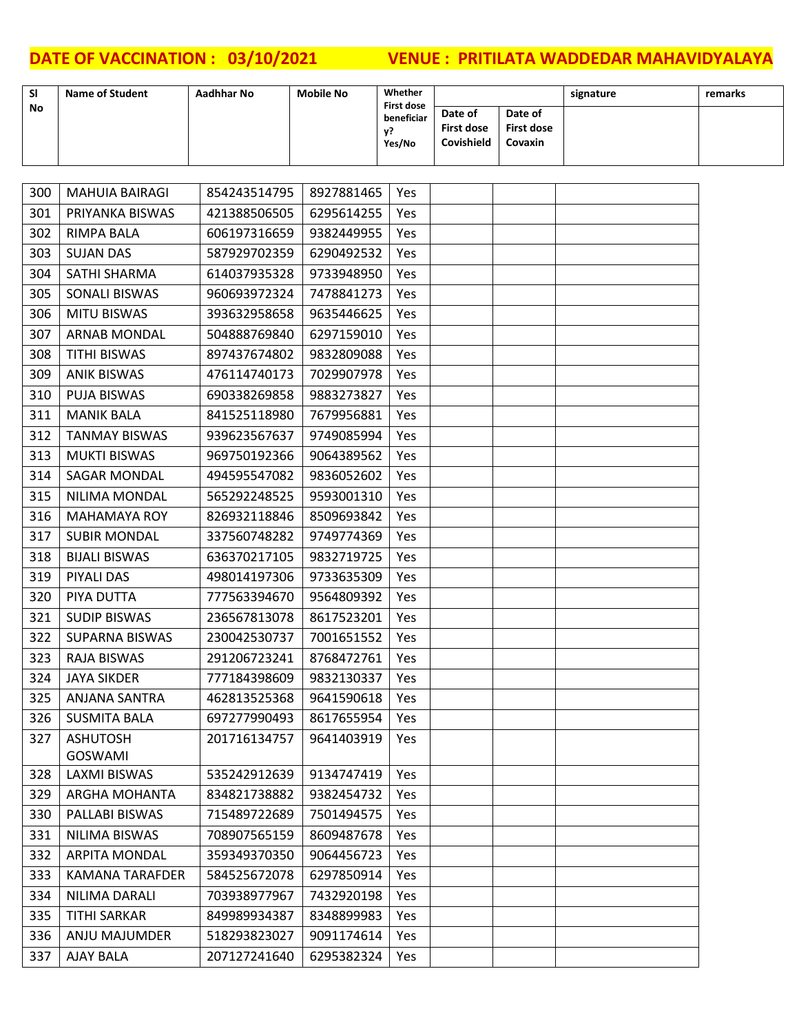**DATE OF VACCINATION : 03/10/2021 VENUE : PRITILATA WADDEDAR MAHAVIDYALAYA**

| Sl No | Name of Student | Aadhhar No | Mobile No | Whether First dose beneficiary? Yes/No | Date of First dose Covishield | Date of First dose Covaxin | signature | remarks |
|---|---|---|---|---|---|---|---|---|
| 300 | MAHUIA BAIRAGI | 854243514795 | 8927881465 | Yes | | | | |
| 301 | PRIYANKA BISWAS | 421388506505 | 6295614255 | Yes | | | | |
| 302 | RIMPA BALA | 606197316659 | 9382449955 | Yes | | | | |
| 303 | SUJAN DAS | 587929702359 | 6290492532 | Yes | | | | |
| 304 | SATHI SHARMA | 614037935328 | 9733948950 | Yes | | | | |
| 305 | SONALI BISWAS | 960693972324 | 7478841273 | Yes | | | | |
| 306 | MITU BISWAS | 393632958658 | 9635446625 | Yes | | | | |
| 307 | ARNAB MONDAL | 504888769840 | 6297159010 | Yes | | | | |
| 308 | TITHI BISWAS | 897437674802 | 9832809088 | Yes | | | | |
| 309 | ANIK BISWAS | 476114740173 | 7029907978 | Yes | | | | |
| 310 | PUJA BISWAS | 690338269858 | 9883273827 | Yes | | | | |
| 311 | MANIK BALA | 841525118980 | 7679956881 | Yes | | | | |
| 312 | TANMAY BISWAS | 939623567637 | 9749085994 | Yes | | | | |
| 313 | MUKTI BISWAS | 969750192366 | 9064389562 | Yes | | | | |
| 314 | SAGAR MONDAL | 494595547082 | 9836052602 | Yes | | | | |
| 315 | NILIMA MONDAL | 565292248525 | 9593001310 | Yes | | | | |
| 316 | MAHAMAYA ROY | 826932118846 | 8509693842 | Yes | | | | |
| 317 | SUBIR MONDAL | 337560748282 | 9749774369 | Yes | | | | |
| 318 | BIJALI BISWAS | 636370217105 | 9832719725 | Yes | | | | |
| 319 | PIYALI DAS | 498014197306 | 9733635309 | Yes | | | | |
| 320 | PIYA DUTTA | 777563394670 | 9564809392 | Yes | | | | |
| 321 | SUDIP BISWAS | 236567813078 | 8617523201 | Yes | | | | |
| 322 | SUPARNA BISWAS | 230042530737 | 7001651552 | Yes | | | | |
| 323 | RAJA BISWAS | 291206723241 | 8768472761 | Yes | | | | |
| 324 | JAYA SIKDER | 777184398609 | 9832130337 | Yes | | | | |
| 325 | ANJANA SANTRA | 462813525368 | 9641590618 | Yes | | | | |
| 326 | SUSMITA BALA | 697277990493 | 8617655954 | Yes | | | | |
| 327 | ASHUTOSH GOSWAMI | 201716134757 | 9641403919 | Yes | | | | |
| 328 | LAXMI BISWAS | 535242912639 | 9134747419 | Yes | | | | |
| 329 | ARGHA MOHANTA | 834821738882 | 9382454732 | Yes | | | | |
| 330 | PALLABI BISWAS | 715489722689 | 7501494575 | Yes | | | | |
| 331 | NILIMA BISWAS | 708907565159 | 8609487678 | Yes | | | | |
| 332 | ARPITA MONDAL | 359349370350 | 9064456723 | Yes | | | | |
| 333 | KAMANA TARAFDER | 584525672078 | 6297850914 | Yes | | | | |
| 334 | NILIMA DARALI | 703938977967 | 7432920198 | Yes | | | | |
| 335 | TITHI SARKAR | 849989934387 | 8348899983 | Yes | | | | |
| 336 | ANJU MAJUMDER | 518293823027 | 9091174614 | Yes | | | | |
| 337 | AJAY BALA | 207127241640 | 6295382324 | Yes | | | | |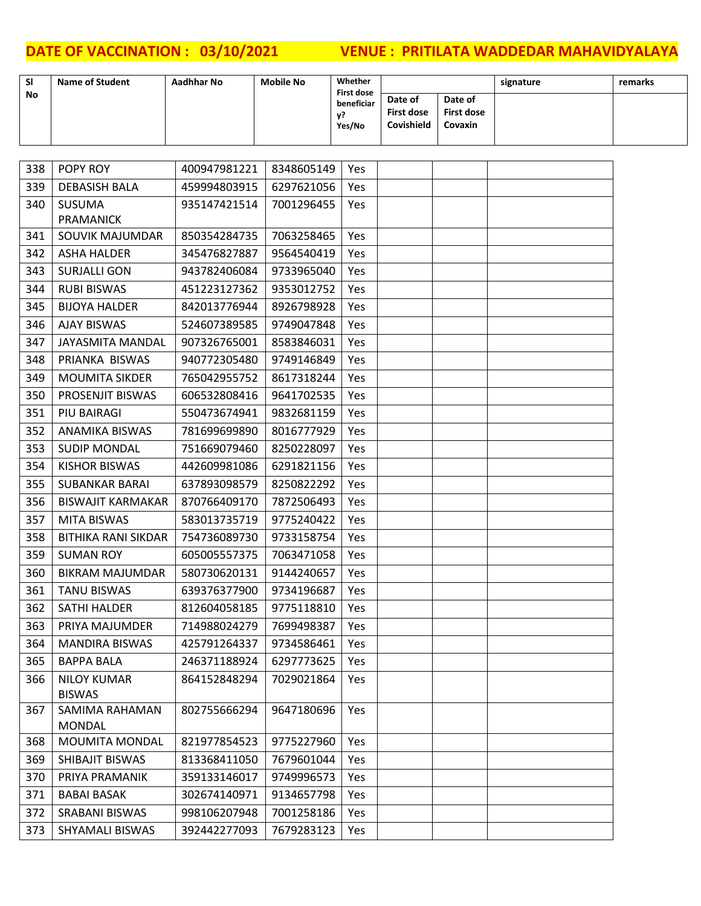**DATE OF VACCINATION : 03/10/2021 VENUE : PRITILATA WADDEDAR MAHAVIDYALAYA**

| Sl No | Name of Student | Aadhhar No | Mobile No | Whether First dose beneficiary? Yes/No | Date of First dose Covishield | Date of First dose Covaxin | signature | remarks |
|---|---|---|---|---|---|---|---|---|
| 338 | POPY ROY | 400947981221 | 8348605149 | Yes | | | | |
| 339 | DEBASISH BALA | 459994803915 | 6297621056 | Yes | | | | |
| 340 | SUSUMA PRAMANICK | 935147421514 | 7001296455 | Yes | | | | |
| 341 | SOUVIK MAJUMDAR | 850354284735 | 7063258465 | Yes | | | | |
| 342 | ASHA HALDER | 345476827887 | 9564540419 | Yes | | | | |
| 343 | SURJALLI GON | 943782406084 | 9733965040 | Yes | | | | |
| 344 | RUBI BISWAS | 451223127362 | 9353012752 | Yes | | | | |
| 345 | BIJOYA HALDER | 842013776944 | 8926798928 | Yes | | | | |
| 346 | AJAY BISWAS | 524607389585 | 9749047848 | Yes | | | | |
| 347 | JAYASMITA MANDAL | 907326765001 | 8583846031 | Yes | | | | |
| 348 | PRIANKA BISWAS | 940772305480 | 9749146849 | Yes | | | | |
| 349 | MOUMITA SIKDER | 765042955752 | 8617318244 | Yes | | | | |
| 350 | PROSENJIT BISWAS | 606532808416 | 9641702535 | Yes | | | | |
| 351 | PIU BAIRAGI | 550473674941 | 9832681159 | Yes | | | | |
| 352 | ANAMIKA BISWAS | 781699699890 | 8016777929 | Yes | | | | |
| 353 | SUDIP MONDAL | 751669079460 | 8250228097 | Yes | | | | |
| 354 | KISHOR BISWAS | 442609981086 | 6291821156 | Yes | | | | |
| 355 | SUBANKAR BARAI | 637893098579 | 8250822292 | Yes | | | | |
| 356 | BISWAJIT KARMAKAR | 870766409170 | 7872506493 | Yes | | | | |
| 357 | MITA BISWAS | 583013735719 | 9775240422 | Yes | | | | |
| 358 | BITHIKA RANI SIKDAR | 754736089730 | 9733158754 | Yes | | | | |
| 359 | SUMAN ROY | 605005557375 | 7063471058 | Yes | | | | |
| 360 | BIKRAM MAJUMDAR | 580730620131 | 9144240657 | Yes | | | | |
| 361 | TANU BISWAS | 639376377900 | 9734196687 | Yes | | | | |
| 362 | SATHI HALDER | 812604058185 | 9775118810 | Yes | | | | |
| 363 | PRIYA MAJUMDER | 714988024279 | 7699498387 | Yes | | | | |
| 364 | MANDIRA BISWAS | 425791264337 | 9734586461 | Yes | | | | |
| 365 | BAPPA BALA | 246371188924 | 6297773625 | Yes | | | | |
| 366 | NILOY KUMAR BISWAS | 864152848294 | 7029021864 | Yes | | | | |
| 367 | SAMIMA RAHAMAN MONDAL | 802755666294 | 9647180696 | Yes | | | | |
| 368 | MOUMITA MONDAL | 821977854523 | 9775227960 | Yes | | | | |
| 369 | SHIBAJIT BISWAS | 813368411050 | 7679601044 | Yes | | | | |
| 370 | PRIYA PRAMANIK | 359133146017 | 9749996573 | Yes | | | | |
| 371 | BABAI BASAK | 302674140971 | 9134657798 | Yes | | | | |
| 372 | SRABANI BISWAS | 998106207948 | 7001258186 | Yes | | | | |
| 373 | SHYAMALI BISWAS | 392442277093 | 7679283123 | Yes | | | | |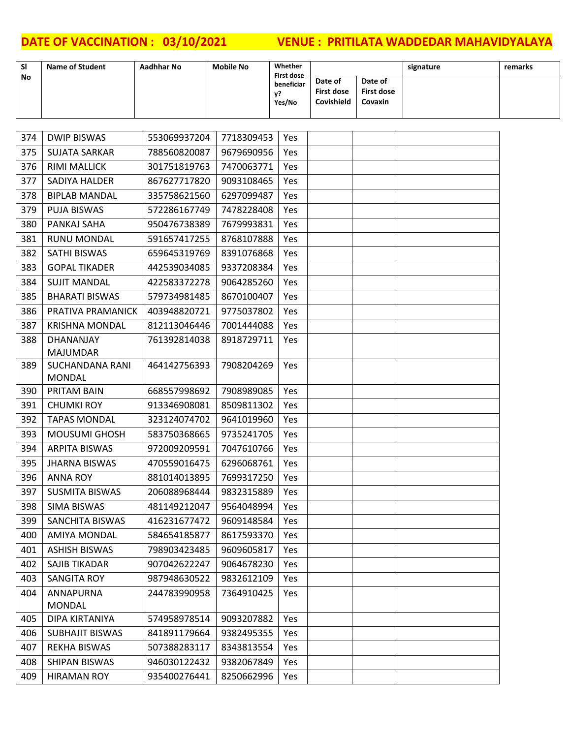**DATE OF VACCINATION : 03/10/2021 VENUE : PRITILATA WADDEDAR MAHAVIDYALAYA**

| Sl No | Name of Student | Aadhhar No | Mobile No | Whether First dose beneficiary? Yes/No | Date of First dose Covishield | Date of First dose Covaxin | signature | remarks |
|---|---|---|---|---|---|---|---|---|
| 374 | DWIP BISWAS | 553069937204 | 7718309453 | Yes | | | | |
| 375 | SUJATA SARKAR | 788560820087 | 9679690956 | Yes | | | | |
| 376 | RIMI MALLICK | 301751819763 | 7470063771 | Yes | | | | |
| 377 | SADIYA HALDER | 867627717820 | 9093108465 | Yes | | | | |
| 378 | BIPLAB MANDAL | 335758621560 | 6297099487 | Yes | | | | |
| 379 | PUJA BISWAS | 572286167749 | 7478228408 | Yes | | | | |
| 380 | PANKAJ SAHA | 950476738389 | 7679993831 | Yes | | | | |
| 381 | RUNU MONDAL | 591657417255 | 8768107888 | Yes | | | | |
| 382 | SATHI BISWAS | 659645319769 | 8391076868 | Yes | | | | |
| 383 | GOPAL TIKADER | 442539034085 | 9337208384 | Yes | | | | |
| 384 | SUJIT MANDAL | 422583372278 | 9064285260 | Yes | | | | |
| 385 | BHARATI BISWAS | 579734981485 | 8670100407 | Yes | | | | |
| 386 | PRATIVA PRAMANICK | 403948820721 | 9775037802 | Yes | | | | |
| 387 | KRISHNA MONDAL | 812113046446 | 7001444088 | Yes | | | | |
| 388 | DHANANJAY MAJUMDAR | 761392814038 | 8918729711 | Yes | | | | |
| 389 | SUCHANDANA RANI MONDAL | 464142756393 | 7908204269 | Yes | | | | |
| 390 | PRITAM BAIN | 668557998692 | 7908989085 | Yes | | | | |
| 391 | CHUMKI ROY | 913346908081 | 8509811302 | Yes | | | | |
| 392 | TAPAS MONDAL | 323124074702 | 9641019960 | Yes | | | | |
| 393 | MOUSUMI GHOSH | 583750368665 | 9735241705 | Yes | | | | |
| 394 | ARPITA BISWAS | 972009209591 | 7047610766 | Yes | | | | |
| 395 | JHARNA BISWAS | 470559016475 | 6296068761 | Yes | | | | |
| 396 | ANNA ROY | 881014013895 | 7699317250 | Yes | | | | |
| 397 | SUSMITA BISWAS | 206088968444 | 9832315889 | Yes | | | | |
| 398 | SIMA BISWAS | 481149212047 | 9564048994 | Yes | | | | |
| 399 | SANCHITA BISWAS | 416231677472 | 9609148584 | Yes | | | | |
| 400 | AMIYA MONDAL | 584654185877 | 8617593370 | Yes | | | | |
| 401 | ASHISH BISWAS | 798903423485 | 9609605817 | Yes | | | | |
| 402 | SAJIB TIKADAR | 907042622247 | 9064678230 | Yes | | | | |
| 403 | SANGITA ROY | 987948630522 | 9832612109 | Yes | | | | |
| 404 | ANNAPURNA MONDAL | 244783990958 | 7364910425 | Yes | | | | |
| 405 | DIPA KIRTANIYA | 574958978514 | 9093207882 | Yes | | | | |
| 406 | SUBHAJIT BISWAS | 841891179664 | 9382495355 | Yes | | | | |
| 407 | REKHA BISWAS | 507388283117 | 8343813554 | Yes | | | | |
| 408 | SHIPAN BISWAS | 946030122432 | 9382067849 | Yes | | | | |
| 409 | HIRAMAN ROY | 935400276441 | 8250662996 | Yes | | | | |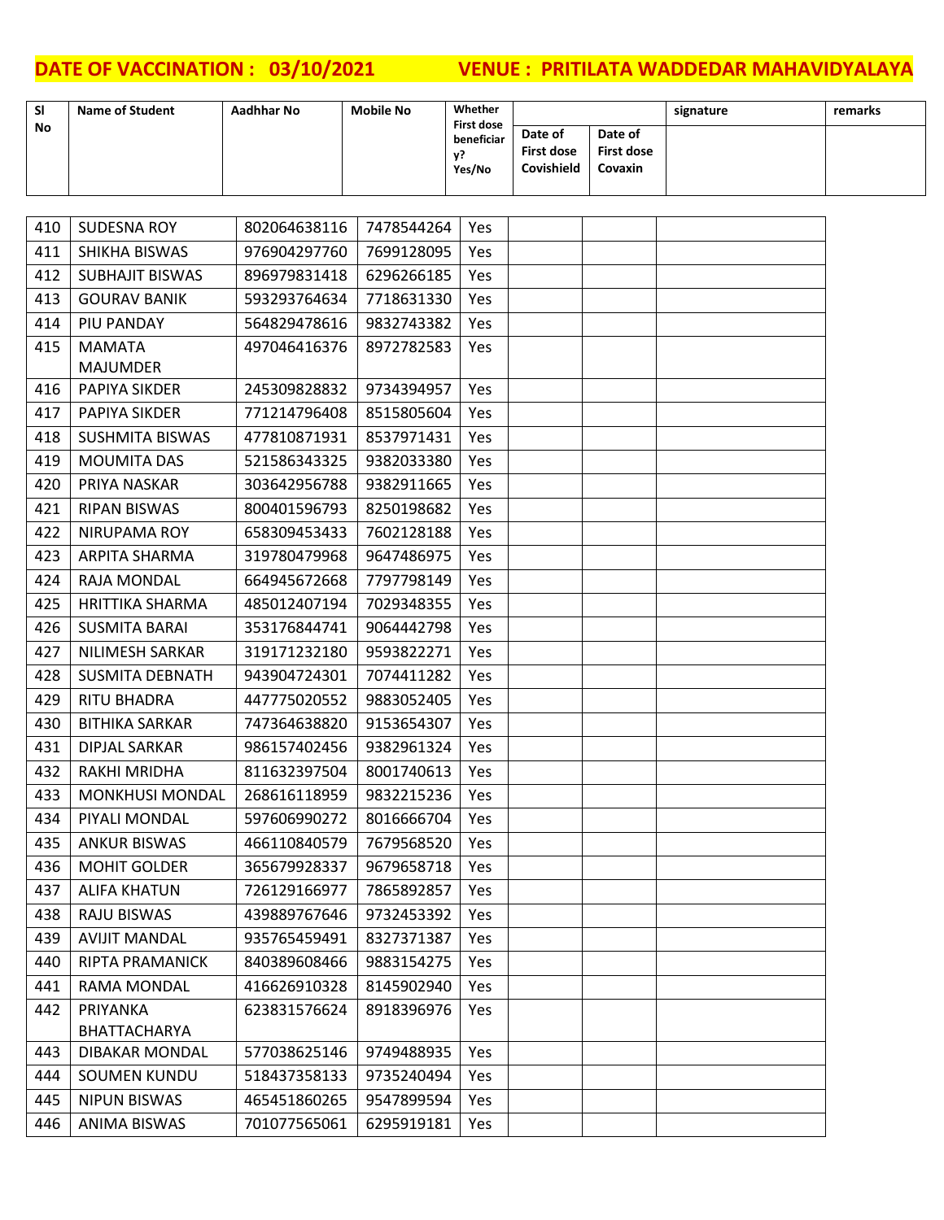**DATE OF VACCINATION : 03/10/2021 VENUE : PRITILATA WADDEDAR MAHAVIDYALAYA**

| Sl No | Name of Student | Aadhhar No | Mobile No | Whether First dose beneficiary? Yes/No | Date of First dose Covishield | Date of First dose Covaxin | signature | remarks |
|---|---|---|---|---|---|---|---|---|
| 410 | SUDESNA ROY | 802064638116 | 7478544264 | Yes | | | | |
| 411 | SHIKHA BISWAS | 976904297760 | 7699128095 | Yes | | | | |
| 412 | SUBHAJIT BISWAS | 896979831418 | 6296266185 | Yes | | | | |
| 413 | GOURAV BANIK | 593293764634 | 7718631330 | Yes | | | | |
| 414 | PIU PANDAY | 564829478616 | 9832743382 | Yes | | | | |
| 415 | MAMATA MAJUMDER | 497046416376 | 8972782583 | Yes | | | | |
| 416 | PAPIYA SIKDER | 245309828832 | 9734394957 | Yes | | | | |
| 417 | PAPIYA SIKDER | 771214796408 | 8515805604 | Yes | | | | |
| 418 | SUSHMITA BISWAS | 477810871931 | 8537971431 | Yes | | | | |
| 419 | MOUMITA DAS | 521586343325 | 9382033380 | Yes | | | | |
| 420 | PRIYA NASKAR | 303642956788 | 9382911665 | Yes | | | | |
| 421 | RIPAN BISWAS | 800401596793 | 8250198682 | Yes | | | | |
| 422 | NIRUPAMA ROY | 658309453433 | 7602128188 | Yes | | | | |
| 423 | ARPITA SHARMA | 319780479968 | 9647486975 | Yes | | | | |
| 424 | RAJA MONDAL | 664945672668 | 7797798149 | Yes | | | | |
| 425 | HRITTIKA SHARMA | 485012407194 | 7029348355 | Yes | | | | |
| 426 | SUSMITA BARAI | 353176844741 | 9064442798 | Yes | | | | |
| 427 | NILIMESH SARKAR | 319171232180 | 9593822271 | Yes | | | | |
| 428 | SUSMITA DEBNATH | 943904724301 | 7074411282 | Yes | | | | |
| 429 | RITU BHADRA | 447775020552 | 9883052405 | Yes | | | | |
| 430 | BITHIKA SARKAR | 747364638820 | 9153654307 | Yes | | | | |
| 431 | DIPJAL SARKAR | 986157402456 | 9382961324 | Yes | | | | |
| 432 | RAKHI MRIDHA | 811632397504 | 8001740613 | Yes | | | | |
| 433 | MONKHUSI MONDAL | 268616118959 | 9832215236 | Yes | | | | |
| 434 | PIYALI MONDAL | 597606990272 | 8016666704 | Yes | | | | |
| 435 | ANKUR BISWAS | 466110840579 | 7679568520 | Yes | | | | |
| 436 | MOHIT GOLDER | 365679928337 | 9679658718 | Yes | | | | |
| 437 | ALIFA KHATUN | 726129166977 | 7865892857 | Yes | | | | |
| 438 | RAJU BISWAS | 439889767646 | 9732453392 | Yes | | | | |
| 439 | AVIJIT MANDAL | 935765459491 | 8327371387 | Yes | | | | |
| 440 | RIPTA PRAMANICK | 840389608466 | 9883154275 | Yes | | | | |
| 441 | RAMA MONDAL | 416626910328 | 8145902940 | Yes | | | | |
| 442 | PRIYANKA BHATTACHARYA | 623831576624 | 8918396976 | Yes | | | | |
| 443 | DIBAKAR MONDAL | 577038625146 | 9749488935 | Yes | | | | |
| 444 | SOUMEN KUNDU | 518437358133 | 9735240494 | Yes | | | | |
| 445 | NIPUN BISWAS | 465451860265 | 9547899594 | Yes | | | | |
| 446 | ANIMA BISWAS | 701077565061 | 6295919181 | Yes | | | | |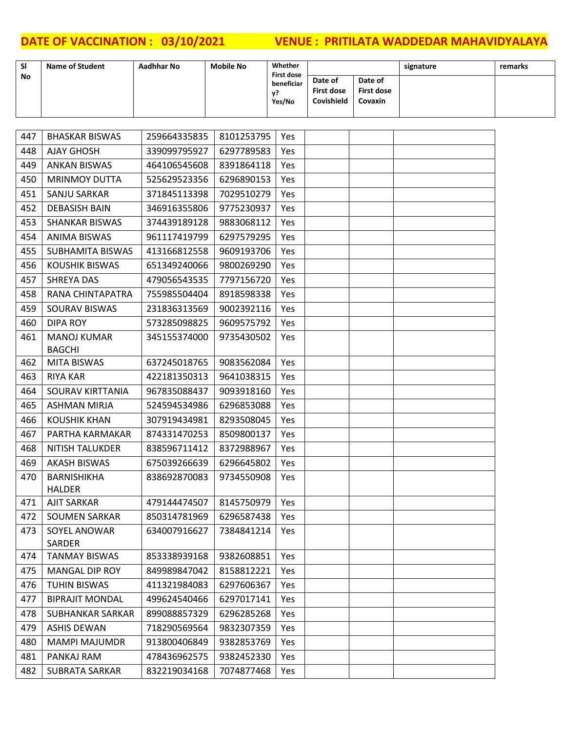**DATE OF VACCINATION : 03/10/2021 VENUE : PRITILATA WADDEDAR MAHAVIDYALAYA**

| Sl No | Name of Student | Aadhhar No | Mobile No | Whether First dose beneficiary? Yes/No | Date of First dose Covishield | Date of First dose Covaxin | signature | remarks |
|---|---|---|---|---|---|---|---|---|
| 447 | BHASKAR BISWAS | 259664335835 | 8101253795 | Yes | | | | |
| 448 | AJAY GHOSH | 339099795927 | 6297789583 | Yes | | | | |
| 449 | ANKAN BISWAS | 464106545608 | 8391864118 | Yes | | | | |
| 450 | MRINMOY DUTTA | 525629523356 | 6296890153 | Yes | | | | |
| 451 | SANJU SARKAR | 371845113398 | 7029510279 | Yes | | | | |
| 452 | DEBASISH BAIN | 346916355806 | 9775230937 | Yes | | | | |
| 453 | SHANKAR BISWAS | 374439189128 | 9883068112 | Yes | | | | |
| 454 | ANIMA BISWAS | 961117419799 | 6297579295 | Yes | | | | |
| 455 | SUBHAMITA BISWAS | 413166812558 | 9609193706 | Yes | | | | |
| 456 | KOUSHIK BISWAS | 651349240066 | 9800269290 | Yes | | | | |
| 457 | SHREYA DAS | 479056543535 | 7797156720 | Yes | | | | |
| 458 | RANA CHINTAPATRA | 755985504404 | 8918598338 | Yes | | | | |
| 459 | SOURAV BISWAS | 231836313569 | 9002392116 | Yes | | | | |
| 460 | DIPA ROY | 573285098825 | 9609575792 | Yes | | | | |
| 461 | MANOJ KUMAR BAGCHI | 345155374000 | 9735430502 | Yes | | | | |
| 462 | MITA BISWAS | 637245018765 | 9083562084 | Yes | | | | |
| 463 | RIYA KAR | 422181350313 | 9641038315 | Yes | | | | |
| 464 | SOURAV KIRTTANIA | 967835088437 | 9093918160 | Yes | | | | |
| 465 | ASHMAN MIRJA | 524594534986 | 6296853088 | Yes | | | | |
| 466 | KOUSHIK KHAN | 307919434981 | 8293508045 | Yes | | | | |
| 467 | PARTHA KARMAKAR | 874331470253 | 8509800137 | Yes | | | | |
| 468 | NITISH TALUKDER | 838596711412 | 8372988967 | Yes | | | | |
| 469 | AKASH BISWAS | 675039266639 | 6296645802 | Yes | | | | |
| 470 | BARNISHIKHA HALDER | 838692870083 | 9734550908 | Yes | | | | |
| 471 | AJIT SARKAR | 479144474507 | 8145750979 | Yes | | | | |
| 472 | SOUMEN SARKAR | 850314781969 | 6296587438 | Yes | | | | |
| 473 | SOYEL ANOWAR SARDER | 634007916627 | 7384841214 | Yes | | | | |
| 474 | TANMAY BISWAS | 853338939168 | 9382608851 | Yes | | | | |
| 475 | MANGAL DIP ROY | 849989847042 | 8158812221 | Yes | | | | |
| 476 | TUHIN BISWAS | 411321984083 | 6297606367 | Yes | | | | |
| 477 | BIPRAJIT MONDAL | 499624540466 | 6297017141 | Yes | | | | |
| 478 | SUBHANKAR SARKAR | 899088857329 | 6296285268 | Yes | | | | |
| 479 | ASHIS DEWAN | 718290569564 | 9832307359 | Yes | | | | |
| 480 | MAMPI MAJUMDR | 913800406849 | 9382853769 | Yes | | | | |
| 481 | PANKAJ RAM | 478436962575 | 9382452330 | Yes | | | | |
| 482 | SUBRATA SARKAR | 832219034168 | 7074877468 | Yes | | | | |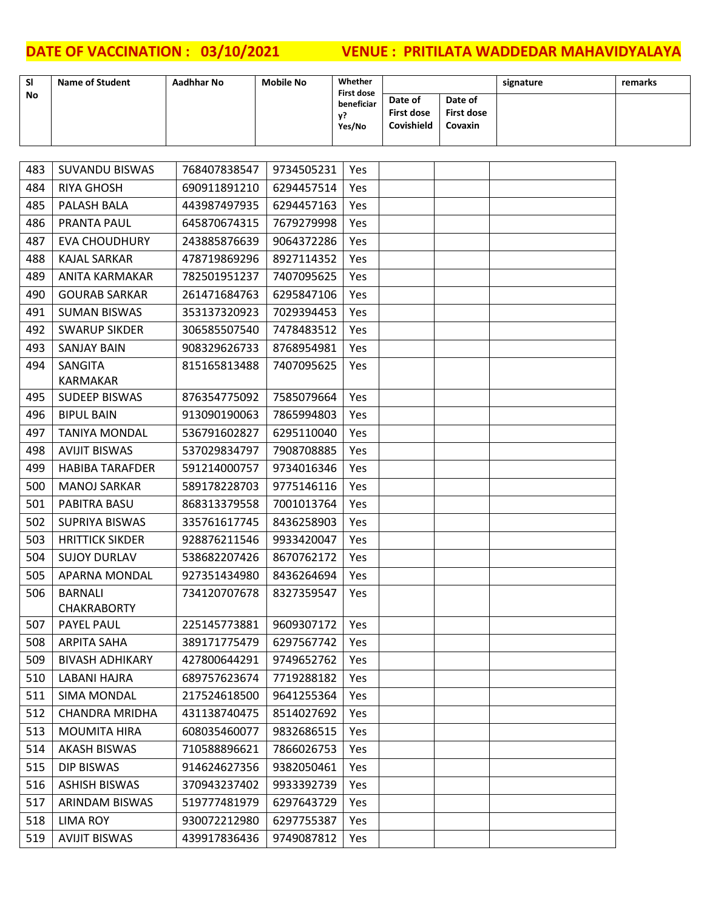**DATE OF VACCINATION : 03/10/2021 VENUE : PRITILATA WADDEDAR MAHAVIDYALAYA**

| Sl No | Name of Student | Aadhhar No | Mobile No | Whether First dose beneficiary? Yes/No | Date of First dose Covishield | Date of First dose Covaxin | signature | remarks |
|---|---|---|---|---|---|---|---|---|
| 483 | SUVANDU BISWAS | 768407838547 | 9734505231 | Yes | | | | |
| 484 | RIYA GHOSH | 690911891210 | 6294457514 | Yes | | | | |
| 485 | PALASH BALA | 443987497935 | 6294457163 | Yes | | | | |
| 486 | PRANTA PAUL | 645870674315 | 7679279998 | Yes | | | | |
| 487 | EVA CHOUDHURY | 243885876639 | 9064372286 | Yes | | | | |
| 488 | KAJAL SARKAR | 478719869296 | 8927114352 | Yes | | | | |
| 489 | ANITA KARMAKAR | 782501951237 | 7407095625 | Yes | | | | |
| 490 | GOURAB SARKAR | 261471684763 | 6295847106 | Yes | | | | |
| 491 | SUMAN BISWAS | 353137320923 | 7029394453 | Yes | | | | |
| 492 | SWARUP SIKDER | 306585507540 | 7478483512 | Yes | | | | |
| 493 | SANJAY BAIN | 908329626733 | 8768954981 | Yes | | | | |
| 494 | SANGITA KARMAKAR | 815165813488 | 7407095625 | Yes | | | | |
| 495 | SUDEEP BISWAS | 876354775092 | 7585079664 | Yes | | | | |
| 496 | BIPUL BAIN | 913090190063 | 7865994803 | Yes | | | | |
| 497 | TANIYA MONDAL | 536791602827 | 6295110040 | Yes | | | | |
| 498 | AVIJIT BISWAS | 537029834797 | 7908708885 | Yes | | | | |
| 499 | HABIBA TARAFDER | 591214000757 | 9734016346 | Yes | | | | |
| 500 | MANOJ SARKAR | 589178228703 | 9775146116 | Yes | | | | |
| 501 | PABITRA BASU | 868313379558 | 7001013764 | Yes | | | | |
| 502 | SUPRIYA BISWAS | 335761617745 | 8436258903 | Yes | | | | |
| 503 | HRITTICK SIKDER | 928876211546 | 9933420047 | Yes | | | | |
| 504 | SUJOY DURLAV | 538682207426 | 8670762172 | Yes | | | | |
| 505 | APARNA MONDAL | 927351434980 | 8436264694 | Yes | | | | |
| 506 | BARNALI CHAKRABORTY | 734120707678 | 8327359547 | Yes | | | | |
| 507 | PAYEL PAUL | 225145773881 | 9609307172 | Yes | | | | |
| 508 | ARPITA SAHA | 389171775479 | 6297567742 | Yes | | | | |
| 509 | BIVASH ADHIKARY | 427800644291 | 9749652762 | Yes | | | | |
| 510 | LABANI HAJRA | 689757623674 | 7719288182 | Yes | | | | |
| 511 | SIMA MONDAL | 217524618500 | 9641255364 | Yes | | | | |
| 512 | CHANDRA MRIDHA | 431138740475 | 8514027692 | Yes | | | | |
| 513 | MOUMITA HIRA | 608035460077 | 9832686515 | Yes | | | | |
| 514 | AKASH BISWAS | 710588896621 | 7866026753 | Yes | | | | |
| 515 | DIP BISWAS | 914624627356 | 9382050461 | Yes | | | | |
| 516 | ASHISH BISWAS | 370943237402 | 9933392739 | Yes | | | | |
| 517 | ARINDAM BISWAS | 519777481979 | 6297643729 | Yes | | | | |
| 518 | LIMA ROY | 930072212980 | 6297755387 | Yes | | | | |
| 519 | AVIJIT BISWAS | 439917836436 | 9749087812 | Yes | | | | |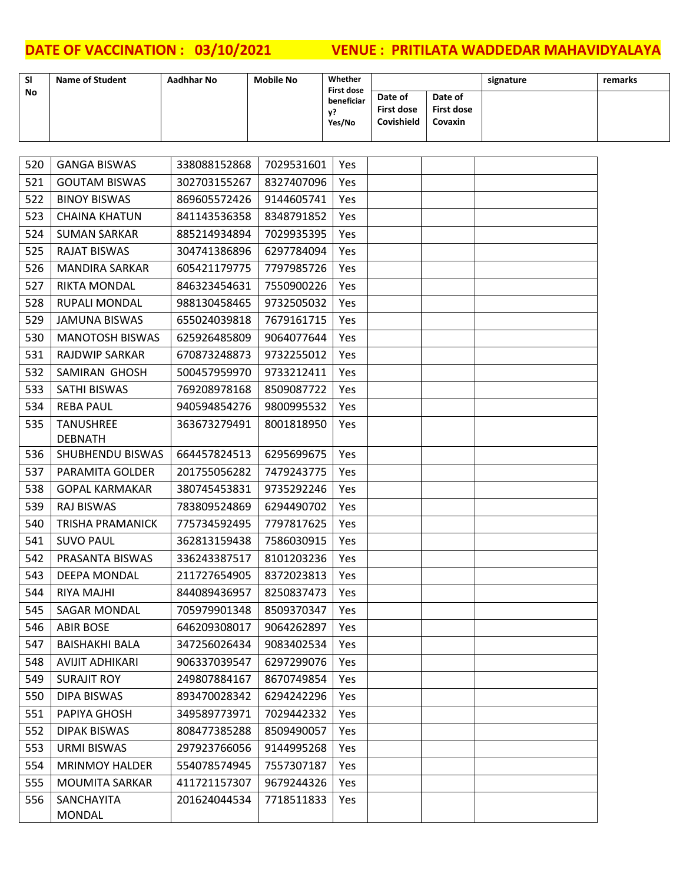**DATE OF VACCINATION : 03/10/2021 VENUE : PRITILATA WADDEDAR MAHAVIDYALAYA**

| Sl No | Name of Student | Aadhhar No | Mobile No | Whether First dose beneficiary? Yes/No | Date of First dose Covishield | Date of First dose Covaxin | signature | remarks |
|---|---|---|---|---|---|---|---|---|
| 520 | GANGA BISWAS | 338088152868 | 7029531601 | Yes | | | | |
| 521 | GOUTAM BISWAS | 302703155267 | 8327407096 | Yes | | | | |
| 522 | BINOY BISWAS | 869605572426 | 9144605741 | Yes | | | | |
| 523 | CHAINA KHATUN | 841143536358 | 8348791852 | Yes | | | | |
| 524 | SUMAN SARKAR | 885214934894 | 7029935395 | Yes | | | | |
| 525 | RAJAT BISWAS | 304741386896 | 6297784094 | Yes | | | | |
| 526 | MANDIRA SARKAR | 605421179775 | 7797985726 | Yes | | | | |
| 527 | RIKTA MONDAL | 846323454631 | 7550900226 | Yes | | | | |
| 528 | RUPALI MONDAL | 988130458465 | 9732505032 | Yes | | | | |
| 529 | JAMUNA BISWAS | 655024039818 | 7679161715 | Yes | | | | |
| 530 | MANOTOSH BISWAS | 625926485809 | 9064077644 | Yes | | | | |
| 531 | RAJDWIP SARKAR | 670873248873 | 9732255012 | Yes | | | | |
| 532 | SAMIRAN GHOSH | 500457959970 | 9733212411 | Yes | | | | |
| 533 | SATHI BISWAS | 769208978168 | 8509087722 | Yes | | | | |
| 534 | REBA PAUL | 940594854276 | 9800995532 | Yes | | | | |
| 535 | TANUSHREE DEBNATH | 363673279491 | 8001818950 | Yes | | | | |
| 536 | SHUBHENDU BISWAS | 664457824513 | 6295699675 | Yes | | | | |
| 537 | PARAMITA GOLDER | 201755056282 | 7479243775 | Yes | | | | |
| 538 | GOPAL KARMAKAR | 380745453831 | 9735292246 | Yes | | | | |
| 539 | RAJ BISWAS | 783809524869 | 6294490702 | Yes | | | | |
| 540 | TRISHA PRAMANICK | 775734592495 | 7797817625 | Yes | | | | |
| 541 | SUVO PAUL | 362813159438 | 7586030915 | Yes | | | | |
| 542 | PRASANTA BISWAS | 336243387517 | 8101203236 | Yes | | | | |
| 543 | DEEPA MONDAL | 211727654905 | 8372023813 | Yes | | | | |
| 544 | RIYA MAJHI | 844089436957 | 8250837473 | Yes | | | | |
| 545 | SAGAR MONDAL | 705979901348 | 8509370347 | Yes | | | | |
| 546 | ABIR BOSE | 646209308017 | 9064262897 | Yes | | | | |
| 547 | BAISHAKHI BALA | 347256026434 | 9083402534 | Yes | | | | |
| 548 | AVIJIT ADHIKARI | 906337039547 | 6297299076 | Yes | | | | |
| 549 | SURAJIT ROY | 249807884167 | 8670749854 | Yes | | | | |
| 550 | DIPA BISWAS | 893470028342 | 6294242296 | Yes | | | | |
| 551 | PAPIYA GHOSH | 349589773971 | 7029442332 | Yes | | | | |
| 552 | DIPAK BISWAS | 808477385288 | 8509490057 | Yes | | | | |
| 553 | URMI BISWAS | 297923766056 | 9144995268 | Yes | | | | |
| 554 | MRINMOY HALDER | 554078574945 | 7557307187 | Yes | | | | |
| 555 | MOUMITA SARKAR | 411721157307 | 9679244326 | Yes | | | | |
| 556 | SANCHAYITA MONDAL | 201624044534 | 7718511833 | Yes | | | | |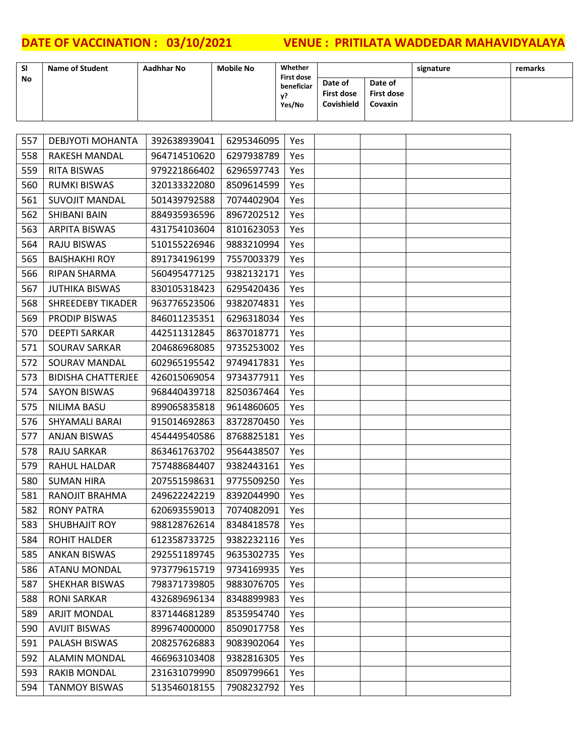**DATE OF VACCINATION : 03/10/2021 VENUE : PRITILATA WADDEDAR MAHAVIDYALAYA**

| Sl No | Name of Student | Aadhar No | Mobile No | Whether First dose beneficiary? Yes/No | Date of First dose Covishield | Date of First dose Covaxin | signature | remarks |
|---|---|---|---|---|---|---|---|---|
| 557 | DEBJYOTI MOHANTA | 392638939041 | 6295346095 | Yes | | | | |
| 558 | RAKESH MANDAL | 964714510620 | 6297938789 | Yes | | | | |
| 559 | RITA BISWAS | 979221866402 | 6296597743 | Yes | | | | |
| 560 | RUMKI BISWAS | 320133322080 | 8509614599 | Yes | | | | |
| 561 | SUVOJIT MANDAL | 501439792588 | 7074402904 | Yes | | | | |
| 562 | SHIBANI BAIN | 884935936596 | 8967202512 | Yes | | | | |
| 563 | ARPITA BISWAS | 431754103604 | 8101623053 | Yes | | | | |
| 564 | RAJU BISWAS | 510155226946 | 9883210994 | Yes | | | | |
| 565 | BAISHAKHI ROY | 891734196199 | 7557003379 | Yes | | | | |
| 566 | RIPAN SHARMA | 560495477125 | 9382132171 | Yes | | | | |
| 567 | JUTHIKA BISWAS | 830105318423 | 6295420436 | Yes | | | | |
| 568 | SHREEDEBY TIKADER | 963776523506 | 9382074831 | Yes | | | | |
| 569 | PRODIP BISWAS | 846011235351 | 6296318034 | Yes | | | | |
| 570 | DEEPTI SARKAR | 442511312845 | 8637018771 | Yes | | | | |
| 571 | SOURAV SARKAR | 204686968085 | 9735253002 | Yes | | | | |
| 572 | SOURAV MANDAL | 602965195542 | 9749417831 | Yes | | | | |
| 573 | BIDISHA CHATTERJEE | 426015069054 | 9734377911 | Yes | | | | |
| 574 | SAYON BISWAS | 968440439718 | 8250367464 | Yes | | | | |
| 575 | NILIMA BASU | 899065835818 | 9614860605 | Yes | | | | |
| 576 | SHYAMALI BARAI | 915014692863 | 8372870450 | Yes | | | | |
| 577 | ANJAN BISWAS | 454449540586 | 8768825181 | Yes | | | | |
| 578 | RAJU SARKAR | 863461763702 | 9564438507 | Yes | | | | |
| 579 | RAHUL HALDAR | 757488684407 | 9382443161 | Yes | | | | |
| 580 | SUMAN HIRA | 207551598631 | 9775509250 | Yes | | | | |
| 581 | RANOJIT BRAHMA | 249622242219 | 8392044990 | Yes | | | | |
| 582 | RONY PATRA | 620693559013 | 7074082091 | Yes | | | | |
| 583 | SHUBHAJIT ROY | 988128762614 | 8348418578 | Yes | | | | |
| 584 | ROHIT HALDER | 612358733725 | 9382232116 | Yes | | | | |
| 585 | ANKAN BISWAS | 292551189745 | 9635302735 | Yes | | | | |
| 586 | ATANU MONDAL | 973779615719 | 9734169935 | Yes | | | | |
| 587 | SHEKHAR BISWAS | 798371739805 | 9883076705 | Yes | | | | |
| 588 | RONI SARKAR | 432689696134 | 8348899983 | Yes | | | | |
| 589 | ARJIT MONDAL | 837144681289 | 8535954740 | Yes | | | | |
| 590 | AVIJIT BISWAS | 899674000000 | 8509017758 | Yes | | | | |
| 591 | PALASH BISWAS | 208257626883 | 9083902064 | Yes | | | | |
| 592 | ALAMIN MONDAL | 466963103408 | 9382816305 | Yes | | | | |
| 593 | RAKIB MONDAL | 231631079990 | 8509799661 | Yes | | | | |
| 594 | TANMOY BISWAS | 513546018155 | 7908232792 | Yes | | | | |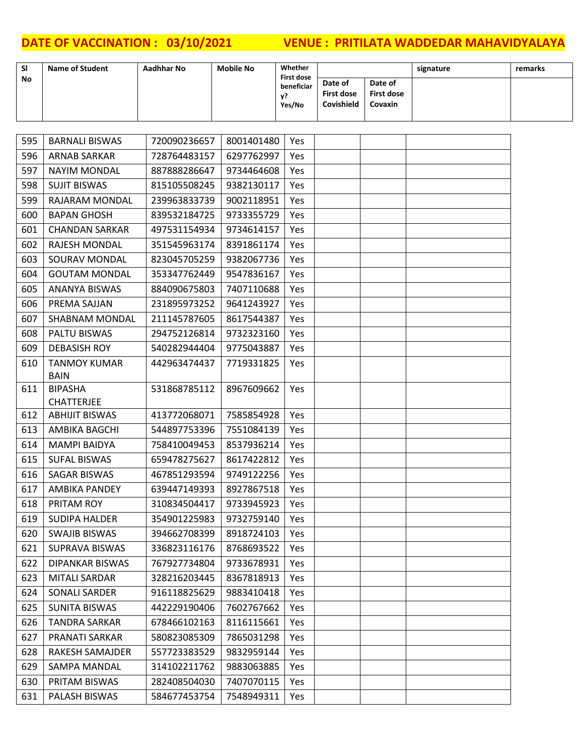**DATE OF VACCINATION : 03/10/2021 VENUE : PRITILATA WADDEDAR MAHAVIDYALAYA**

| Sl No | Name of Student | Aadhhar No | Mobile No | Whether First dose beneficiary? Yes/No | Date of First dose Covishield | Date of First dose Covaxin | signature | remarks |
|---|---|---|---|---|---|---|---|---|
| 595 | BARNALI BISWAS | 720090236657 | 8001401480 | Yes | | | | |
| 596 | ARNAB SARKAR | 728764483157 | 6297762997 | Yes | | | | |
| 597 | NAYIM MONDAL | 887888286647 | 9734464608 | Yes | | | | |
| 598 | SUJIT BISWAS | 815105508245 | 9382130117 | Yes | | | | |
| 599 | RAJARAM MONDAL | 239963833739 | 9002118951 | Yes | | | | |
| 600 | BAPAN GHOSH | 839532184725 | 9733355729 | Yes | | | | |
| 601 | CHANDAN SARKAR | 497531154934 | 9734614157 | Yes | | | | |
| 602 | RAJESH MONDAL | 351545963174 | 8391861174 | Yes | | | | |
| 603 | SOURAV MONDAL | 823045705259 | 9382067736 | Yes | | | | |
| 604 | GOUTAM MONDAL | 353347762449 | 9547836167 | Yes | | | | |
| 605 | ANANYA BISWAS | 884090675803 | 7407110688 | Yes | | | | |
| 606 | PREMA SAJJAN | 231895973252 | 9641243927 | Yes | | | | |
| 607 | SHABNAM MONDAL | 211145787605 | 8617544387 | Yes | | | | |
| 608 | PALTU BISWAS | 294752126814 | 9732323160 | Yes | | | | |
| 609 | DEBASISH ROY | 540282944404 | 9775043887 | Yes | | | | |
| 610 | TANMOY KUMAR BAIN | 442963474437 | 7719331825 | Yes | | | | |
| 611 | BIPASHA CHATTERJEE | 531868785112 | 8967609662 | Yes | | | | |
| 612 | ABHIJIT BISWAS | 413772068071 | 7585854928 | Yes | | | | |
| 613 | AMBIKA BAGCHI | 544897753396 | 7551084139 | Yes | | | | |
| 614 | MAMPI BAIDYA | 758410049453 | 8537936214 | Yes | | | | |
| 615 | SUFAL BISWAS | 659478275627 | 8617422812 | Yes | | | | |
| 616 | SAGAR BISWAS | 467851293594 | 9749122256 | Yes | | | | |
| 617 | AMBIKA PANDEY | 639447149393 | 8927867518 | Yes | | | | |
| 618 | PRITAM ROY | 310834504417 | 9733945923 | Yes | | | | |
| 619 | SUDIPA HALDER | 354901225983 | 9732759140 | Yes | | | | |
| 620 | SWAJIB BISWAS | 394662708399 | 8918724103 | Yes | | | | |
| 621 | SUPRAVA BISWAS | 336823116176 | 8768693522 | Yes | | | | |
| 622 | DIPANKAR BISWAS | 767927734804 | 9733678931 | Yes | | | | |
| 623 | MITALI SARDAR | 328216203445 | 8367818913 | Yes | | | | |
| 624 | SONALI SARDER | 916118825629 | 9883410418 | Yes | | | | |
| 625 | SUNITA BISWAS | 442229190406 | 7602767662 | Yes | | | | |
| 626 | TANDRA SARKAR | 678466102163 | 8116115661 | Yes | | | | |
| 627 | PRANATI SARKAR | 580823085309 | 7865031298 | Yes | | | | |
| 628 | RAKESH SAMAJDER | 557723383529 | 9832959144 | Yes | | | | |
| 629 | SAMPA MANDAL | 314102211762 | 9883063885 | Yes | | | | |
| 630 | PRITAM BISWAS | 282408504030 | 7407070115 | Yes | | | | |
| 631 | PALASH BISWAS | 584677453754 | 7548949311 | Yes | | | | |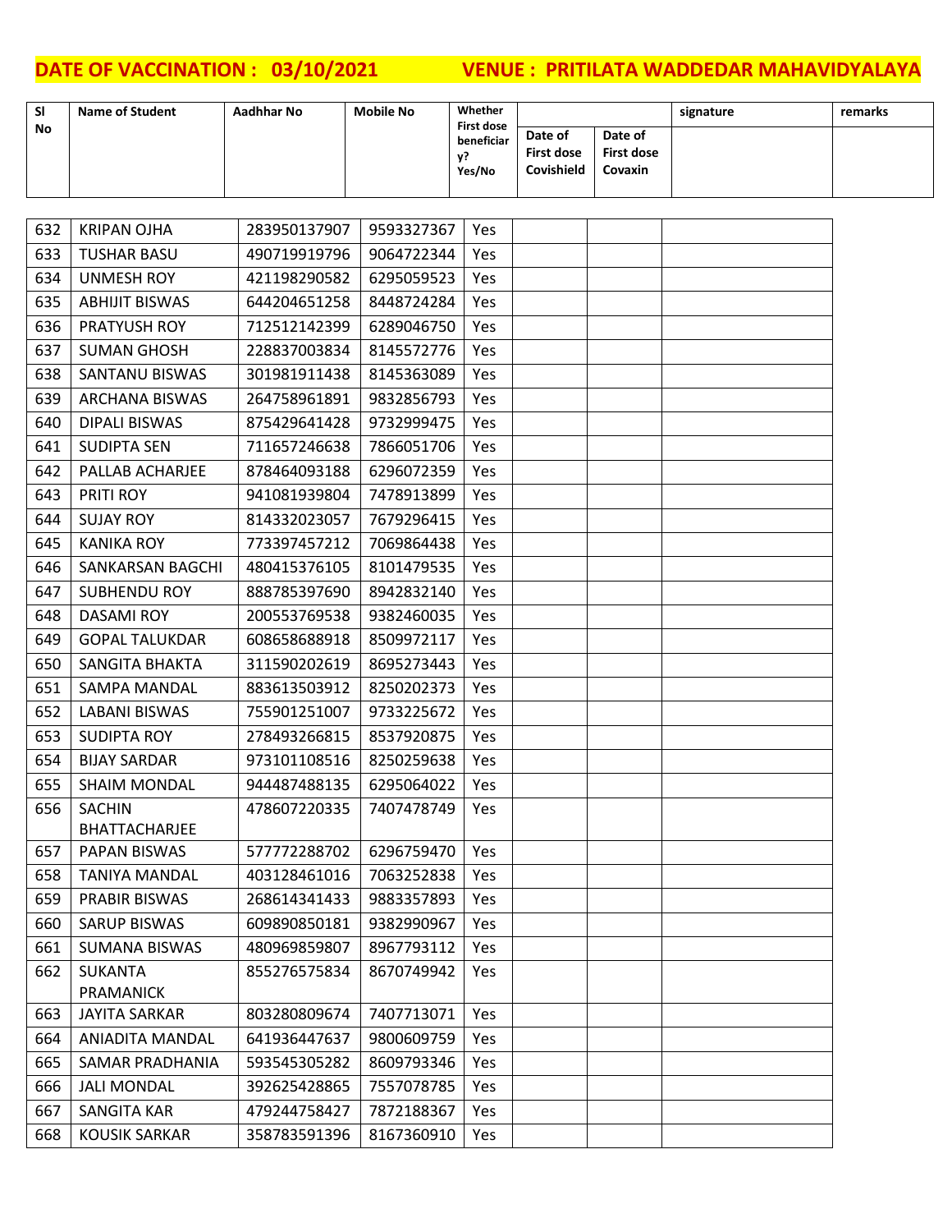**DATE OF VACCINATION : 03/10/2021 VENUE : PRITILATA WADDEDAR MAHAVIDYALAYA**

| Sl No | Name of Student | Aadhhar No | Mobile No | Whether First dose beneficiary? Yes/No | Date of First dose Covishield | Date of First dose Covaxin | signature | remarks |
|---|---|---|---|---|---|---|---|---|
| 632 | KRIPAN OJHA | 283950137907 | 9593327367 | Yes | | | | |
| 633 | TUSHAR BASU | 490719919796 | 9064722344 | Yes | | | | |
| 634 | UNMESH ROY | 421198290582 | 6295059523 | Yes | | | | |
| 635 | ABHIJIT BISWAS | 644204651258 | 8448724284 | Yes | | | | |
| 636 | PRATYUSH ROY | 712512142399 | 6289046750 | Yes | | | | |
| 637 | SUMAN GHOSH | 228837003834 | 8145572776 | Yes | | | | |
| 638 | SANTANU BISWAS | 301981911438 | 8145363089 | Yes | | | | |
| 639 | ARCHANA BISWAS | 264758961891 | 9832856793 | Yes | | | | |
| 640 | DIPALI BISWAS | 875429641428 | 9732999475 | Yes | | | | |
| 641 | SUDIPTA SEN | 711657246638 | 7866051706 | Yes | | | | |
| 642 | PALLAB ACHARJEE | 878464093188 | 6296072359 | Yes | | | | |
| 643 | PRITI ROY | 941081939804 | 7478913899 | Yes | | | | |
| 644 | SUJAY ROY | 814332023057 | 7679296415 | Yes | | | | |
| 645 | KANIKA ROY | 773397457212 | 7069864438 | Yes | | | | |
| 646 | SANKARSAN BAGCHI | 480415376105 | 8101479535 | Yes | | | | |
| 647 | SUBHENDU ROY | 888785397690 | 8942832140 | Yes | | | | |
| 648 | DASAMI ROY | 200553769538 | 9382460035 | Yes | | | | |
| 649 | GOPAL TALUKDAR | 608658688918 | 8509972117 | Yes | | | | |
| 650 | SANGITA BHAKTA | 311590202619 | 8695273443 | Yes | | | | |
| 651 | SAMPA MANDAL | 883613503912 | 8250202373 | Yes | | | | |
| 652 | LABANI BISWAS | 755901251007 | 9733225672 | Yes | | | | |
| 653 | SUDIPTA ROY | 278493266815 | 8537920875 | Yes | | | | |
| 654 | BIJAY SARDAR | 973101108516 | 8250259638 | Yes | | | | |
| 655 | SHAIM MONDAL | 944487488135 | 6295064022 | Yes | | | | |
| 656 | SACHIN BHATTACHARJEE | 478607220335 | 7407478749 | Yes | | | | |
| 657 | PAPAN BISWAS | 577772288702 | 6296759470 | Yes | | | | |
| 658 | TANIYA MANDAL | 403128461016 | 7063252838 | Yes | | | | |
| 659 | PRABIR BISWAS | 268614341433 | 9883357893 | Yes | | | | |
| 660 | SARUP BISWAS | 609890850181 | 9382990967 | Yes | | | | |
| 661 | SUMANA BISWAS | 480969859807 | 8967793112 | Yes | | | | |
| 662 | SUKANTA PRAMANICK | 855276575834 | 8670749942 | Yes | | | | |
| 663 | JAYITA SARKAR | 803280809674 | 7407713071 | Yes | | | | |
| 664 | ANIADITA MANDAL | 641936447637 | 9800609759 | Yes | | | | |
| 665 | SAMAR PRADHANIA | 593545305282 | 8609793346 | Yes | | | | |
| 666 | JALI MONDAL | 392625428865 | 7557078785 | Yes | | | | |
| 667 | SANGITA KAR | 479244758427 | 7872188367 | Yes | | | | |
| 668 | KOUSIK SARKAR | 358783591396 | 8167360910 | Yes | | | | |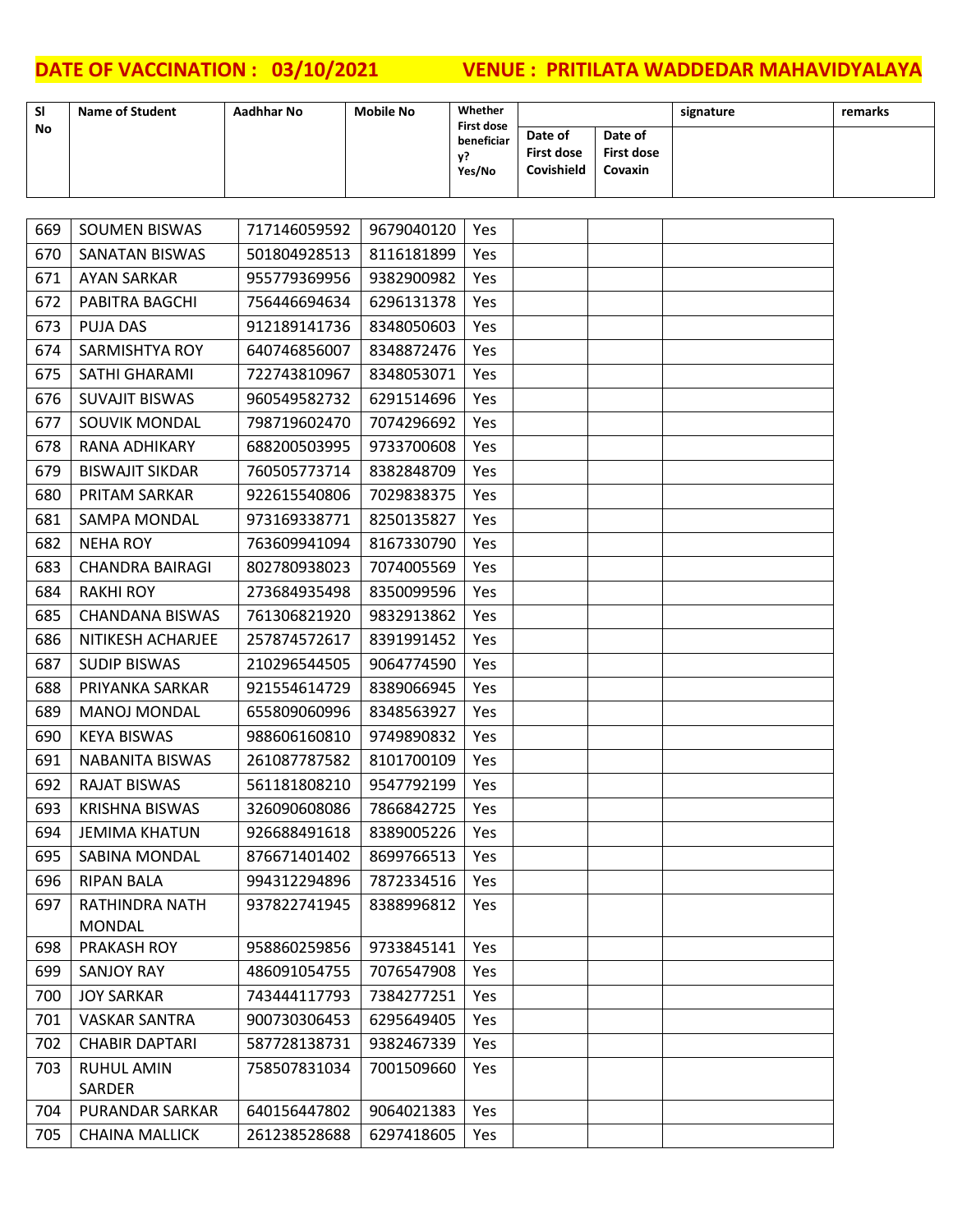**DATE OF VACCINATION : 03/10/2021 VENUE : PRITILATA WADDEDAR MAHAVIDYALAYA**

| Sl No | Name of Student | Aadhhar No | Mobile No | Whether First dose beneficiary? Yes/No | Date of First dose Covishield | Date of First dose Covaxin | signature | remarks |
|---|---|---|---|---|---|---|---|---|
| 669 | SOUMEN BISWAS | 717146059592 | 9679040120 | Yes | | | | |
| 670 | SANATAN BISWAS | 501804928513 | 8116181899 | Yes | | | | |
| 671 | AYAN SARKAR | 955779369956 | 9382900982 | Yes | | | | |
| 672 | PABITRA BAGCHI | 756446694634 | 6296131378 | Yes | | | | |
| 673 | PUJA DAS | 912189141736 | 8348050603 | Yes | | | | |
| 674 | SARMISHTYA ROY | 640746856007 | 8348872476 | Yes | | | | |
| 675 | SATHI GHARAMI | 722743810967 | 8348053071 | Yes | | | | |
| 676 | SUVAJIT BISWAS | 960549582732 | 6291514696 | Yes | | | | |
| 677 | SOUVIK MONDAL | 798719602470 | 7074296692 | Yes | | | | |
| 678 | RANA ADHIKARY | 688200503995 | 9733700608 | Yes | | | | |
| 679 | BISWAJIT SIKDAR | 760505773714 | 8382848709 | Yes | | | | |
| 680 | PRITAM SARKAR | 922615540806 | 7029838375 | Yes | | | | |
| 681 | SAMPA MONDAL | 973169338771 | 8250135827 | Yes | | | | |
| 682 | NEHA ROY | 763609941094 | 8167330790 | Yes | | | | |
| 683 | CHANDRA BAIRAGI | 802780938023 | 7074005569 | Yes | | | | |
| 684 | RAKHI ROY | 273684935498 | 8350099596 | Yes | | | | |
| 685 | CHANDANA BISWAS | 761306821920 | 9832913862 | Yes | | | | |
| 686 | NITIKESH ACHARJEE | 257874572617 | 8391991452 | Yes | | | | |
| 687 | SUDIP BISWAS | 210296544505 | 9064774590 | Yes | | | | |
| 688 | PRIYANKA SARKAR | 921554614729 | 8389066945 | Yes | | | | |
| 689 | MANOJ MONDAL | 655809060996 | 8348563927 | Yes | | | | |
| 690 | KEYA BISWAS | 988606160810 | 9749890832 | Yes | | | | |
| 691 | NABANITA BISWAS | 261087787582 | 8101700109 | Yes | | | | |
| 692 | RAJAT BISWAS | 561181808210 | 9547792199 | Yes | | | | |
| 693 | KRISHNA BISWAS | 326090608086 | 7866842725 | Yes | | | | |
| 694 | JEMIMA KHATUN | 926688491618 | 8389005226 | Yes | | | | |
| 695 | SABINA MONDAL | 876671401402 | 8699766513 | Yes | | | | |
| 696 | RIPAN BALA | 994312294896 | 7872334516 | Yes | | | | |
| 697 | RATHINDRA NATH MONDAL | 937822741945 | 8388996812 | Yes | | | | |
| 698 | PRAKASH ROY | 958860259856 | 9733845141 | Yes | | | | |
| 699 | SANJOY RAY | 486091054755 | 7076547908 | Yes | | | | |
| 700 | JOY SARKAR | 743444117793 | 7384277251 | Yes | | | | |
| 701 | VASKAR SANTRA | 900730306453 | 6295649405 | Yes | | | | |
| 702 | CHABIR DAPTARI | 587728138731 | 9382467339 | Yes | | | | |
| 703 | RUHUL AMIN SARDER | 758507831034 | 7001509660 | Yes | | | | |
| 704 | PURANDAR SARKAR | 640156447802 | 9064021383 | Yes | | | | |
| 705 | CHAINA MALLICK | 261238528688 | 6297418605 | Yes | | | | |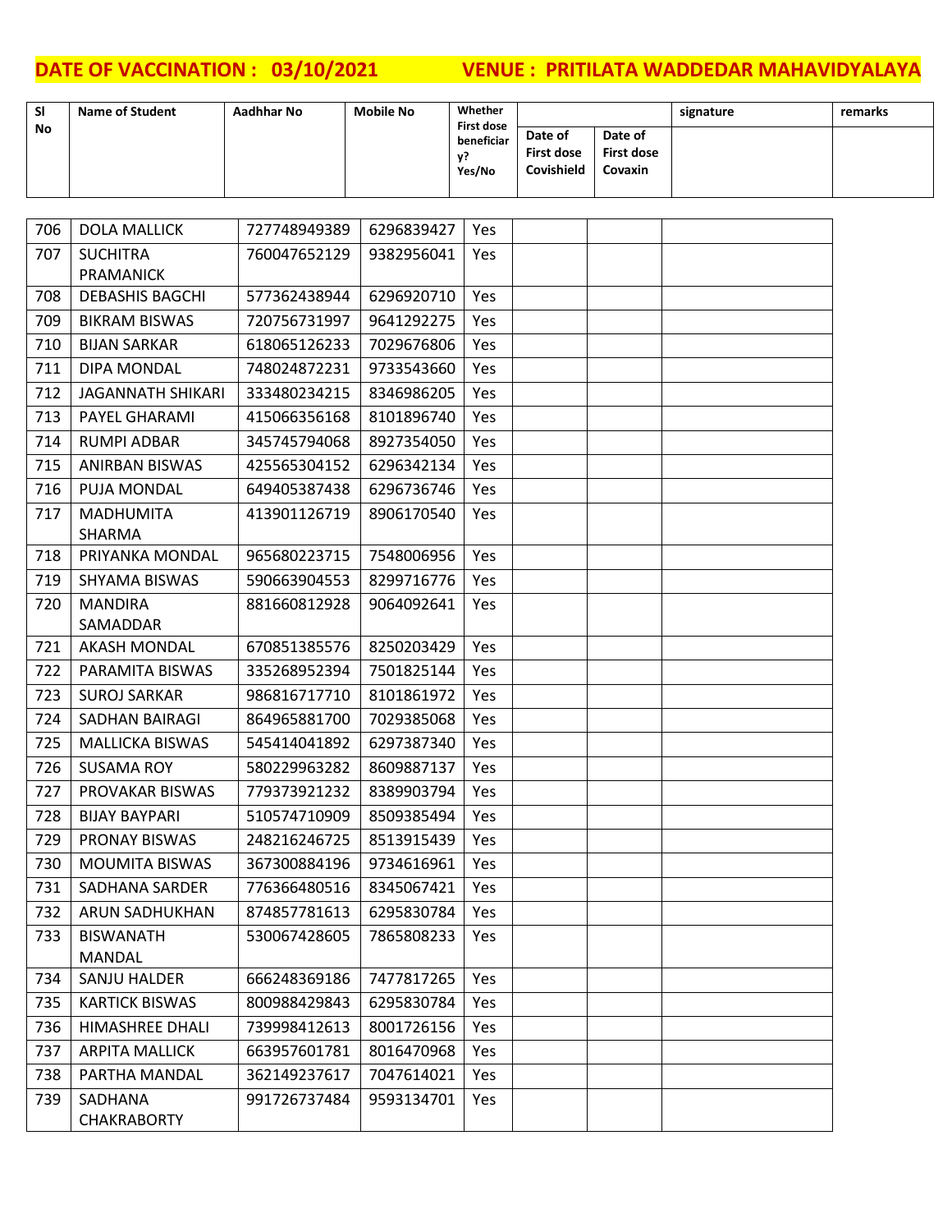**DATE OF VACCINATION : 03/10/2021 VENUE : PRITILATA WADDEDAR MAHAVIDYALAYA**

| Sl No | Name of Student | Aadhhar No | Mobile No | Whether First dose beneficiary? Yes/No | Date of First dose Covishield | Date of First dose Covaxin | signature | remarks |
|---|---|---|---|---|---|---|---|---|
| 706 | DOLA MALLICK | 727748949389 | 6296839427 | Yes | | | | |
| 707 | SUCHITRA PRAMANICK | 760047652129 | 9382956041 | Yes | | | | |
| 708 | DEBASHIS BAGCHI | 577362438944 | 6296920710 | Yes | | | | |
| 709 | BIKRAM BISWAS | 720756731997 | 9641292275 | Yes | | | | |
| 710 | BIJAN SARKAR | 618065126233 | 7029676806 | Yes | | | | |
| 711 | DIPA MONDAL | 748024872231 | 9733543660 | Yes | | | | |
| 712 | JAGANNATH SHIKARI | 333480234215 | 8346986205 | Yes | | | | |
| 713 | PAYEL GHARAMI | 415066356168 | 8101896740 | Yes | | | | |
| 714 | RUMPI ADBAR | 345745794068 | 8927354050 | Yes | | | | |
| 715 | ANIRBAN BISWAS | 425565304152 | 6296342134 | Yes | | | | |
| 716 | PUJA MONDAL | 649405387438 | 6296736746 | Yes | | | | |
| 717 | MADHUMITA SHARMA | 413901126719 | 8906170540 | Yes | | | | |
| 718 | PRIYANKA MONDAL | 965680223715 | 7548006956 | Yes | | | | |
| 719 | SHYAMA BISWAS | 590663904553 | 8299716776 | Yes | | | | |
| 720 | MANDIRA SAMADDAR | 881660812928 | 9064092641 | Yes | | | | |
| 721 | AKASH MONDAL | 670851385576 | 8250203429 | Yes | | | | |
| 722 | PARAMITA BISWAS | 335268952394 | 7501825144 | Yes | | | | |
| 723 | SUROJ SARKAR | 986816717710 | 8101861972 | Yes | | | | |
| 724 | SADHAN BAIRAGI | 864965881700 | 7029385068 | Yes | | | | |
| 725 | MALLICKA BISWAS | 545414041892 | 6297387340 | Yes | | | | |
| 726 | SUSAMA ROY | 580229963282 | 8609887137 | Yes | | | | |
| 727 | PROVAKAR BISWAS | 779373921232 | 8389903794 | Yes | | | | |
| 728 | BIJAY BAYPARI | 510574710909 | 8509385494 | Yes | | | | |
| 729 | PRONAY BISWAS | 248216246725 | 8513915439 | Yes | | | | |
| 730 | MOUMITA BISWAS | 367300884196 | 9734616961 | Yes | | | | |
| 731 | SADHANA SARDER | 776366480516 | 8345067421 | Yes | | | | |
| 732 | ARUN SADHUKHAN | 874857781613 | 6295830784 | Yes | | | | |
| 733 | BISWANATH MANDAL | 530067428605 | 7865808233 | Yes | | | | |
| 734 | SANJU HALDER | 666248369186 | 7477817265 | Yes | | | | |
| 735 | KARTICK BISWAS | 800988429843 | 6295830784 | Yes | | | | |
| 736 | HIMASHREE DHALI | 739998412613 | 8001726156 | Yes | | | | |
| 737 | ARPITA MALLICK | 663957601781 | 8016470968 | Yes | | | | |
| 738 | PARTHA MANDAL | 362149237617 | 7047614021 | Yes | | | | |
| 739 | SADHANA CHAKRABORTY | 991726737484 | 9593134701 | Yes | | | | |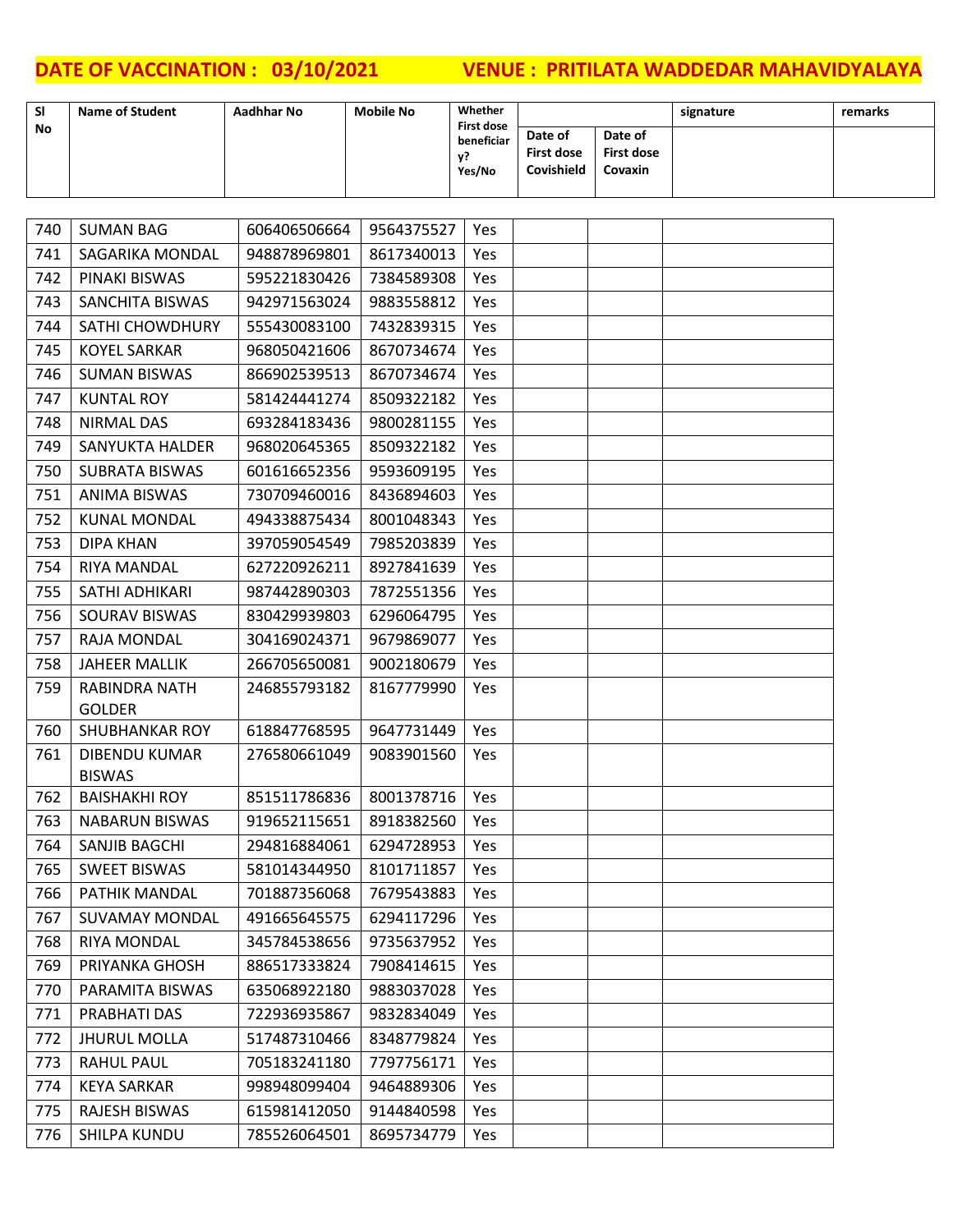**DATE OF VACCINATION : 03/10/2021 VENUE : PRITILATA WADDEDAR MAHAVIDYALAYA**

| Sl No | Name of Student | Aadhhar No | Mobile No | Whether First dose beneficiary? Yes/No | Date of First dose Covishield | Date of First dose Covaxin | signature | remarks |
|---|---|---|---|---|---|---|---|---|
| 740 | SUMAN BAG | 606406506664 | 9564375527 | Yes | | | | |
| 741 | SAGARIKA MONDAL | 948878969801 | 8617340013 | Yes | | | | |
| 742 | PINAKI BISWAS | 595221830426 | 7384589308 | Yes | | | | |
| 743 | SANCHITA BISWAS | 942971563024 | 9883558812 | Yes | | | | |
| 744 | SATHI CHOWDHURY | 555430083100 | 7432839315 | Yes | | | | |
| 745 | KOYEL SARKAR | 968050421606 | 8670734674 | Yes | | | | |
| 746 | SUMAN BISWAS | 866902539513 | 8670734674 | Yes | | | | |
| 747 | KUNTAL ROY | 581424441274 | 8509322182 | Yes | | | | |
| 748 | NIRMAL DAS | 693284183436 | 9800281155 | Yes | | | | |
| 749 | SANYUKTA HALDER | 968020645365 | 8509322182 | Yes | | | | |
| 750 | SUBRATA BISWAS | 601616652356 | 9593609195 | Yes | | | | |
| 751 | ANIMA BISWAS | 730709460016 | 8436894603 | Yes | | | | |
| 752 | KUNAL MONDAL | 494338875434 | 8001048343 | Yes | | | | |
| 753 | DIPA KHAN | 397059054549 | 7985203839 | Yes | | | | |
| 754 | RIYA MANDAL | 627220926211 | 8927841639 | Yes | | | | |
| 755 | SATHI ADHIKARI | 987442890303 | 7872551356 | Yes | | | | |
| 756 | SOURAV BISWAS | 830429939803 | 6296064795 | Yes | | | | |
| 757 | RAJA MONDAL | 304169024371 | 9679869077 | Yes | | | | |
| 758 | JAHEER MALLIK | 266705650081 | 9002180679 | Yes | | | | |
| 759 | RABINDRA NATH GOLDER | 246855793182 | 8167779990 | Yes | | | | |
| 760 | SHUBHANKAR ROY | 618847768595 | 9647731449 | Yes | | | | |
| 761 | DIBENDU KUMAR BISWAS | 276580661049 | 9083901560 | Yes | | | | |
| 762 | BAISHAKHI ROY | 851511786836 | 8001378716 | Yes | | | | |
| 763 | NABARUN BISWAS | 919652115651 | 8918382560 | Yes | | | | |
| 764 | SANJIB BAGCHI | 294816884061 | 6294728953 | Yes | | | | |
| 765 | SWEET BISWAS | 581014344950 | 8101711857 | Yes | | | | |
| 766 | PATHIK MANDAL | 701887356068 | 7679543883 | Yes | | | | |
| 767 | SUVAMAY MONDAL | 491665645575 | 6294117296 | Yes | | | | |
| 768 | RIYA MONDAL | 345784538656 | 9735637952 | Yes | | | | |
| 769 | PRIYANKA GHOSH | 886517333824 | 7908414615 | Yes | | | | |
| 770 | PARAMITA BISWAS | 635068922180 | 9883037028 | Yes | | | | |
| 771 | PRABHATI DAS | 722936935867 | 9832834049 | Yes | | | | |
| 772 | JHURUL MOLLA | 517487310466 | 8348779824 | Yes | | | | |
| 773 | RAHUL PAUL | 705183241180 | 7797756171 | Yes | | | | |
| 774 | KEYA SARKAR | 998948099404 | 9464889306 | Yes | | | | |
| 775 | RAJESH BISWAS | 615981412050 | 9144840598 | Yes | | | | |
| 776 | SHILPA KUNDU | 785526064501 | 8695734779 | Yes | | | | |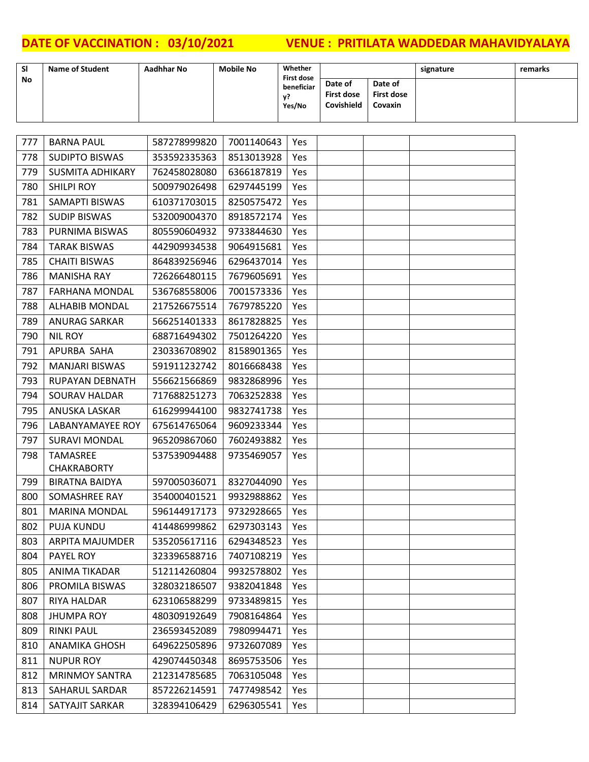**DATE OF VACCINATION : 03/10/2021 VENUE : PRITILATA WADDEDAR MAHAVIDYALAYA**

| Sl No | Name of Student | Aadhar No | Mobile No | Whether First dose beneficiary? Yes/No | Date of First dose Covishield | Date of First dose Covaxin | signature | remarks |
|---|---|---|---|---|---|---|---|---|
| 777 | BARNA PAUL | 587278999820 | 7001140643 | Yes | | | | |
| 778 | SUDIPTO BISWAS | 353592335363 | 8513013928 | Yes | | | | |
| 779 | SUSMITA ADHIKARY | 762458028080 | 6366187819 | Yes | | | | |
| 780 | SHILPI ROY | 500979026498 | 6297445199 | Yes | | | | |
| 781 | SAMAPTI BISWAS | 610371703015 | 8250575472 | Yes | | | | |
| 782 | SUDIP BISWAS | 532009004370 | 8918572174 | Yes | | | | |
| 783 | PURNIMA BISWAS | 805590604932 | 9733844630 | Yes | | | | |
| 784 | TARAK BISWAS | 442909934538 | 9064915681 | Yes | | | | |
| 785 | CHAITI BISWAS | 864839256946 | 6296437014 | Yes | | | | |
| 786 | MANISHA RAY | 726266480115 | 7679605691 | Yes | | | | |
| 787 | FARHANA MONDAL | 536768558006 | 7001573336 | Yes | | | | |
| 788 | ALHABIB MONDAL | 217526675514 | 7679785220 | Yes | | | | |
| 789 | ANURAG SARKAR | 566251401333 | 8617828825 | Yes | | | | |
| 790 | NIL ROY | 688716494302 | 7501264220 | Yes | | | | |
| 791 | APURBA SAHA | 230336708902 | 8158901365 | Yes | | | | |
| 792 | MANJARI BISWAS | 591911232742 | 8016668438 | Yes | | | | |
| 793 | RUPAYAN DEBNATH | 556621566869 | 9832868996 | Yes | | | | |
| 794 | SOURAV HALDAR | 717688251273 | 7063252838 | Yes | | | | |
| 795 | ANUSKA LASKAR | 616299944100 | 9832741738 | Yes | | | | |
| 796 | LABANYAMAYEE ROY | 675614765064 | 9609233344 | Yes | | | | |
| 797 | SURAVI MONDAL | 965209867060 | 7602493882 | Yes | | | | |
| 798 | TAMASREE CHAKRABORTY | 537539094488 | 9735469057 | Yes | | | | |
| 799 | BIRATNA BAIDYA | 597005036071 | 8327044090 | Yes | | | | |
| 800 | SOMASHREE RAY | 354000401521 | 9932988862 | Yes | | | | |
| 801 | MARINA MONDAL | 596144917173 | 9732928665 | Yes | | | | |
| 802 | PUJA KUNDU | 414486999862 | 6297303143 | Yes | | | | |
| 803 | ARPITA MAJUMDER | 535205617116 | 6294348523 | Yes | | | | |
| 804 | PAYEL ROY | 323396588716 | 7407108219 | Yes | | | | |
| 805 | ANIMA TIKADAR | 512114260804 | 9932578802 | Yes | | | | |
| 806 | PROMILA BISWAS | 328032186507 | 9382041848 | Yes | | | | |
| 807 | RIYA HALDAR | 623106588299 | 9733489815 | Yes | | | | |
| 808 | JHUMPA ROY | 480309192649 | 7908164864 | Yes | | | | |
| 809 | RINKI PAUL | 236593452089 | 7980994471 | Yes | | | | |
| 810 | ANAMIKA GHOSH | 649622505896 | 9732607089 | Yes | | | | |
| 811 | NUPUR ROY | 429074450348 | 8695753506 | Yes | | | | |
| 812 | MRINMOY SANTRA | 212314785685 | 7063105048 | Yes | | | | |
| 813 | SAHARUL SARDAR | 857226214591 | 7477498542 | Yes | | | | |
| 814 | SATYAJIT SARKAR | 328394106429 | 6296305541 | Yes | | | | |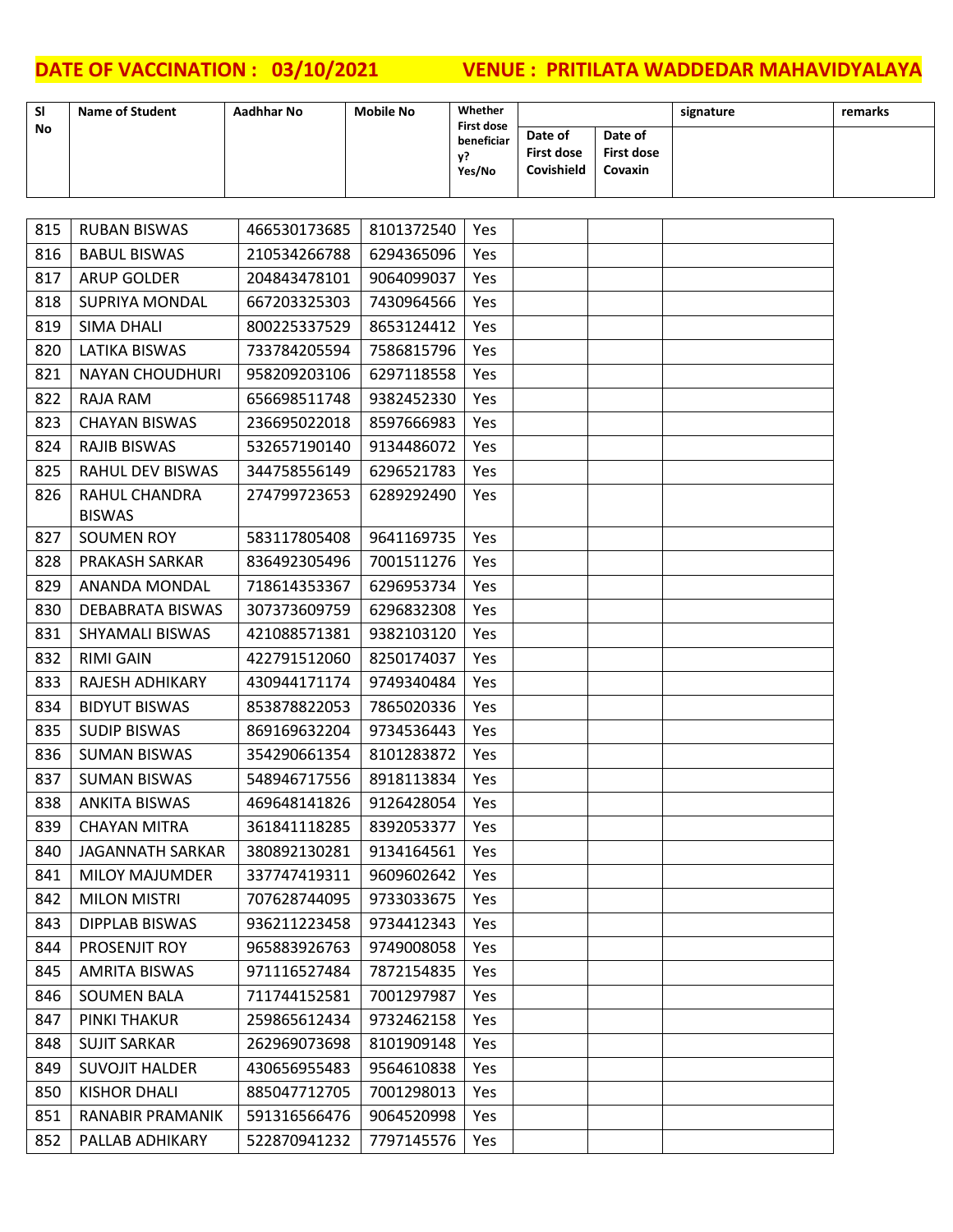**DATE OF VACCINATION : 03/10/2021 VENUE : PRITILATA WADDEDAR MAHAVIDYALAYA**

| Sl No | Name of Student | Aadhhar No | Mobile No | Whether First dose beneficiary? Yes/No | Date of First dose Covishield | Date of First dose Covaxin | signature | remarks |
|---|---|---|---|---|---|---|---|---|
| 815 | RUBAN BISWAS | 466530173685 | 8101372540 | Yes | | | | |
| 816 | BABUL BISWAS | 210534266788 | 6294365096 | Yes | | | | |
| 817 | ARUP GOLDER | 204843478101 | 9064099037 | Yes | | | | |
| 818 | SUPRIYA MONDAL | 667203325303 | 7430964566 | Yes | | | | |
| 819 | SIMA DHALI | 800225337529 | 8653124412 | Yes | | | | |
| 820 | LATIKA BISWAS | 733784205594 | 7586815796 | Yes | | | | |
| 821 | NAYAN CHOUDHURI | 958209203106 | 6297118558 | Yes | | | | |
| 822 | RAJA RAM | 656698511748 | 9382452330 | Yes | | | | |
| 823 | CHAYAN BISWAS | 236695022018 | 8597666983 | Yes | | | | |
| 824 | RAJIB BISWAS | 532657190140 | 9134486072 | Yes | | | | |
| 825 | RAHUL DEV BISWAS | 344758556149 | 6296521783 | Yes | | | | |
| 826 | RAHUL CHANDRA BISWAS | 274799723653 | 6289292490 | Yes | | | | |
| 827 | SOUMEN ROY | 583117805408 | 9641169735 | Yes | | | | |
| 828 | PRAKASH SARKAR | 836492305496 | 7001511276 | Yes | | | | |
| 829 | ANANDA MONDAL | 718614353367 | 6296953734 | Yes | | | | |
| 830 | DEBABRATA BISWAS | 307373609759 | 6296832308 | Yes | | | | |
| 831 | SHYAMALI BISWAS | 421088571381 | 9382103120 | Yes | | | | |
| 832 | RIMI GAIN | 422791512060 | 8250174037 | Yes | | | | |
| 833 | RAJESH ADHIKARY | 430944171174 | 9749340484 | Yes | | | | |
| 834 | BIDYUT BISWAS | 853878822053 | 7865020336 | Yes | | | | |
| 835 | SUDIP BISWAS | 869169632204 | 9734536443 | Yes | | | | |
| 836 | SUMAN BISWAS | 354290661354 | 8101283872 | Yes | | | | |
| 837 | SUMAN BISWAS | 548946717556 | 8918113834 | Yes | | | | |
| 838 | ANKITA BISWAS | 469648141826 | 9126428054 | Yes | | | | |
| 839 | CHAYAN MITRA | 361841118285 | 8392053377 | Yes | | | | |
| 840 | JAGANNATH SARKAR | 380892130281 | 9134164561 | Yes | | | | |
| 841 | MILOY MAJUMDER | 337747419311 | 9609602642 | Yes | | | | |
| 842 | MILON MISTRI | 707628744095 | 9733033675 | Yes | | | | |
| 843 | DIPPLAB BISWAS | 936211223458 | 9734412343 | Yes | | | | |
| 844 | PROSENJIT ROY | 965883926763 | 9749008058 | Yes | | | | |
| 845 | AMRITA BISWAS | 971116527484 | 7872154835 | Yes | | | | |
| 846 | SOUMEN BALA | 711744152581 | 7001297987 | Yes | | | | |
| 847 | PINKI THAKUR | 259865612434 | 9732462158 | Yes | | | | |
| 848 | SUJIT SARKAR | 262969073698 | 8101909148 | Yes | | | | |
| 849 | SUVOJIT HALDER | 430656955483 | 9564610838 | Yes | | | | |
| 850 | KISHOR DHALI | 885047712705 | 7001298013 | Yes | | | | |
| 851 | RANABIR PRAMANIK | 591316566476 | 9064520998 | Yes | | | | |
| 852 | PALLAB ADHIKARY | 522870941232 | 7797145576 | Yes | | | | |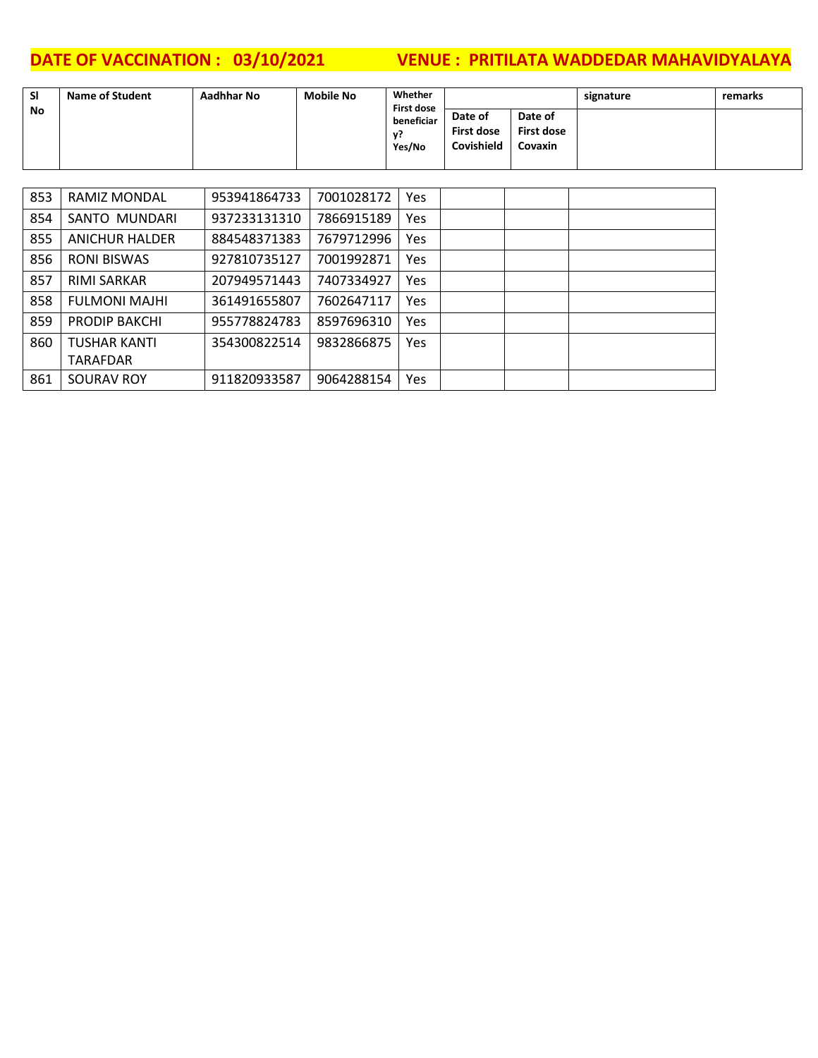**DATE OF VACCINATION : 03/10/2021 VENUE : PRITILATA WADDEDAR MAHAVIDYALAYA**

| Sl No | Name of Student | Aadhhar No | Mobile No | Whether First dose beneficiary? Yes/No | Date of First dose Covishield | Date of First dose Covaxin | signature | remarks |
|---|---|---|---|---|---|---|---|---|
| 853 | RAMIZ MONDAL | 953941864733 | 7001028172 | Yes | | | | |
| 854 | SANTO MUNDARI | 937233131310 | 7866915189 | Yes | | | | |
| 855 | ANICHUR HALDER | 884548371383 | 7679712996 | Yes | | | | |
| 856 | RONI BISWAS | 927810735127 | 7001992871 | Yes | | | | |
| 857 | RIMI SARKAR | 207949571443 | 7407334927 | Yes | | | | |
| 858 | FULMONI MAJHI | 361491655807 | 7602647117 | Yes | | | | |
| 859 | PRODIP BAKCHI | 955778824783 | 8597696310 | Yes | | | | |
| 860 | TUSHAR KANTI TARAFDAR | 354300822514 | 9832866875 | Yes | | | | |
| 861 | SOURAV ROY | 911820933587 | 9064288154 | Yes | | | | |